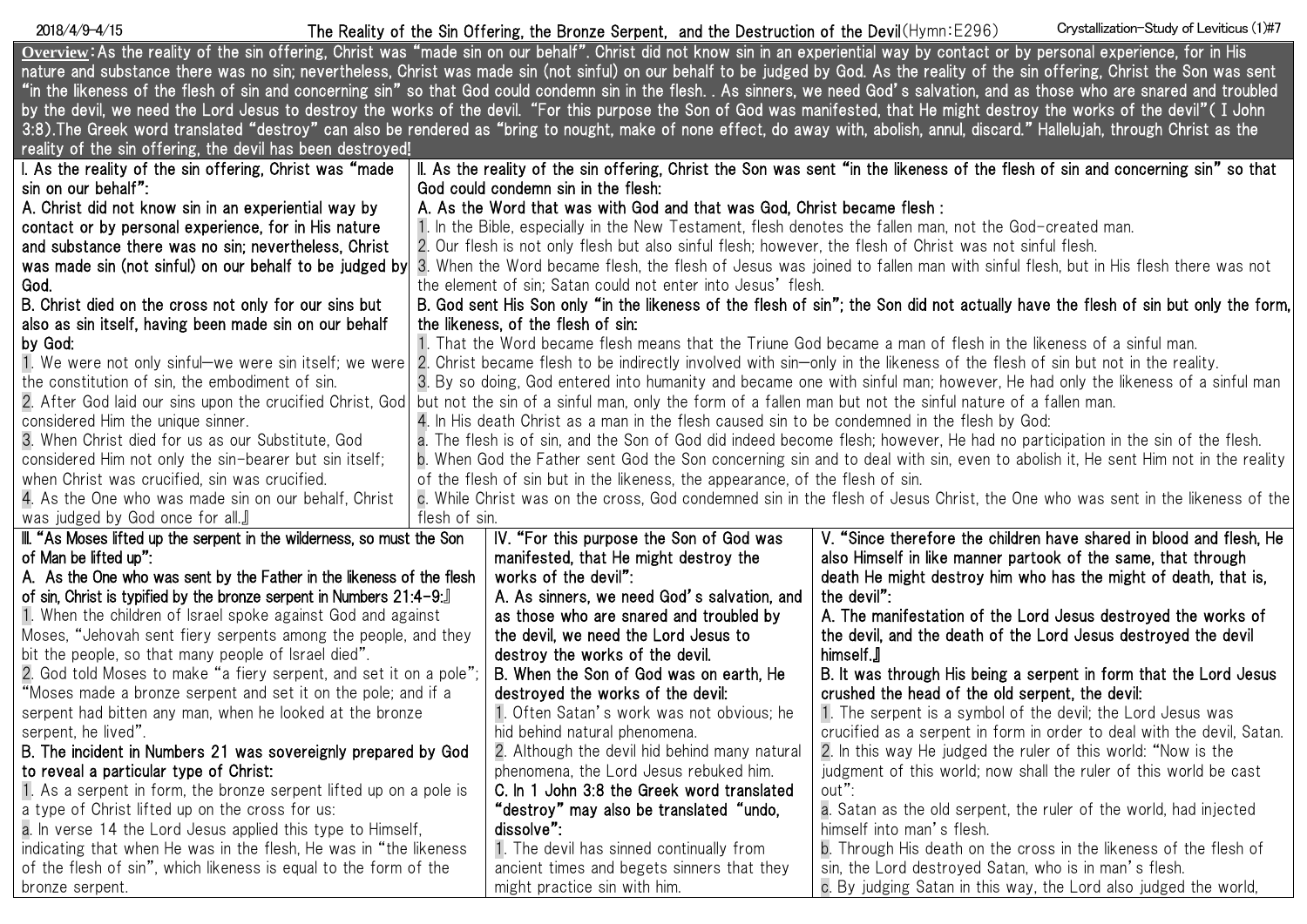# The Reality of the Sin Offering, the Bronze Serpent, and the Destruction of the Devil (Hymn:E296)

2018/4/9-4/15 — Crystallization-Study of Leviticus (1)#7

**Overview**: As the reality of the sin offering, Christ was "made sin on our behalf". Christ did not know sin in an experiential way by contact or by personal experience, for in His nature and substance there was no sin; nevertheless, Christ was made sin (not sinful) on our behalf to be judged by God. As the reality of the sin offering, Christ the Son was sent "in the likeness of the flesh of sin and concerning sin" so that God could condemn sin in the flesh. . As sinners, we need God's salvation, and as those who are snared and troubled by the devil, we need the Lord Jesus to destroy the works of the devil. "For this purpose the Son of God was manifested, that He might destroy the works of the devil" ( I John 3:8).The Greek word translated "destroy" can also be rendered as "bring to nought, make of none effect, do away with, abolish, annul, discard." Hallelujah, through Christ as the reality of the sin offering, the devil has been destroyed!

**I. As the reality of the sin offering, Christ was "made sin on our behalf":**

**A. Christ did not know sin in an experiential way by contact or by personal experience, for in His nature and substance there was no sin; nevertheless, Christ was made sin (not sinful) on our behalf to be judged by God.**

**B. Christ died on the cross not only for our sins but also as sin itself, having been made sin on our behalf by God:**

1. We were not only sinful—we were sin itself; we were the constitution of sin, the embodiment of sin.
2. After God laid our sins upon the crucified Christ, God considered Him the unique sinner.
3. When Christ died for us as our Substitute, God considered Him not only the sin-bearer but sin itself; when Christ was crucified, sin was crucified.
4. As the One who was made sin on our behalf, Christ was judged by God once for all.』

**II. As the reality of the sin offering, Christ the Son was sent "in the likeness of the flesh of sin and concerning sin" so that God could condemn sin in the flesh:**

**A. As the Word that was with God and that was God, Christ became flesh :**

1. In the Bible, especially in the New Testament, flesh denotes the fallen man, not the God-created man.
2. Our flesh is not only flesh but also sinful flesh; however, the flesh of Christ was not sinful flesh.
3. When the Word became flesh, the flesh of Jesus was joined to fallen man with sinful flesh, but in His flesh there was not the element of sin; Satan could not enter into Jesus' flesh.

**B. God sent His Son only "in the likeness of the flesh of sin"; the Son did not actually have the flesh of sin but only the form, the likeness, of the flesh of sin:**

1. That the Word became flesh means that the Triune God became a man of flesh in the likeness of a sinful man.
2. Christ became flesh to be indirectly involved with sin—only in the likeness of the flesh of sin but not in the reality.
3. By so doing, God entered into humanity and became one with sinful man; however, He had only the likeness of a sinful man but not the sin of a sinful man, only the form of a fallen man but not the sinful nature of a fallen man.
4. In His death Christ as a man in the flesh caused sin to be condemned in the flesh by God:
   - a. The flesh is of sin, and the Son of God did indeed become flesh; however, He had no participation in the sin of the flesh.
   - b. When God the Father sent God the Son concerning sin and to deal with sin, even to abolish it, He sent Him not in the reality of the flesh of sin but in the likeness, the appearance, of the flesh of sin.
   - c. While Christ was on the cross, God condemned sin in the flesh of Jesus Christ, the One who was sent in the likeness of the flesh of sin.

**III. "As Moses lifted up the serpent in the wilderness, so must the Son of Man be lifted up":**

**A. As the One who was sent by the Father in the likeness of the flesh of sin, Christ is typified by the bronze serpent in Numbers 21:4-9:**』

1. When the children of Israel spoke against God and against Moses, "Jehovah sent fiery serpents among the people, and they bit the people, so that many people of Israel died".
2. God told Moses to make "a fiery serpent, and set it on a pole"; "Moses made a bronze serpent and set it on the pole; and if a serpent had bitten any man, when he looked at the bronze serpent, he lived".

**B. The incident in Numbers 21 was sovereignly prepared by God to reveal a particular type of Christ:**

1. As a serpent in form, the bronze serpent lifted up on a pole is a type of Christ lifted up on the cross for us:
   - a. In verse 14 the Lord Jesus applied this type to Himself, indicating that when He was in the flesh, He was in "the likeness of the flesh of sin", which likeness is equal to the form of the bronze serpent.

**IV. "For this purpose the Son of God was manifested, that He might destroy the works of the devil":**

**A. As sinners, we need God's salvation, and as those who are snared and troubled by the devil, we need the Lord Jesus to destroy the works of the devil.**

**B. When the Son of God was on earth, He destroyed the works of the devil:**

1. Often Satan's work was not obvious; he hid behind natural phenomena.
2. Although the devil hid behind many natural phenomena, the Lord Jesus rebuked him.

**C. In 1 John 3:8 the Greek word translated "destroy" may also be translated "undo, dissolve":**

1. The devil has sinned continually from ancient times and begets sinners that they might practice sin with him.

**V. "Since therefore the children have shared in blood and flesh, He also Himself in like manner partook of the same, that through death He might destroy him who has the might of death, that is, the devil":**

**A. The manifestation of the Lord Jesus destroyed the works of the devil, and the death of the Lord Jesus destroyed the devil himself.**』

**B. It was through His being a serpent in form that the Lord Jesus crushed the head of the old serpent, the devil:**

1. The serpent is a symbol of the devil; the Lord Jesus was crucified as a serpent in form in order to deal with the devil, Satan.
2. In this way He judged the ruler of this world: "Now is the judgment of this world; now shall the ruler of this world be cast out":
   - a. Satan as the old serpent, the ruler of the world, had injected himself into man's flesh.
   - b. Through His death on the cross in the likeness of the flesh of sin, the Lord destroyed Satan, who is in man's flesh.
   - c. By judging Satan in this way, the Lord also judged the world,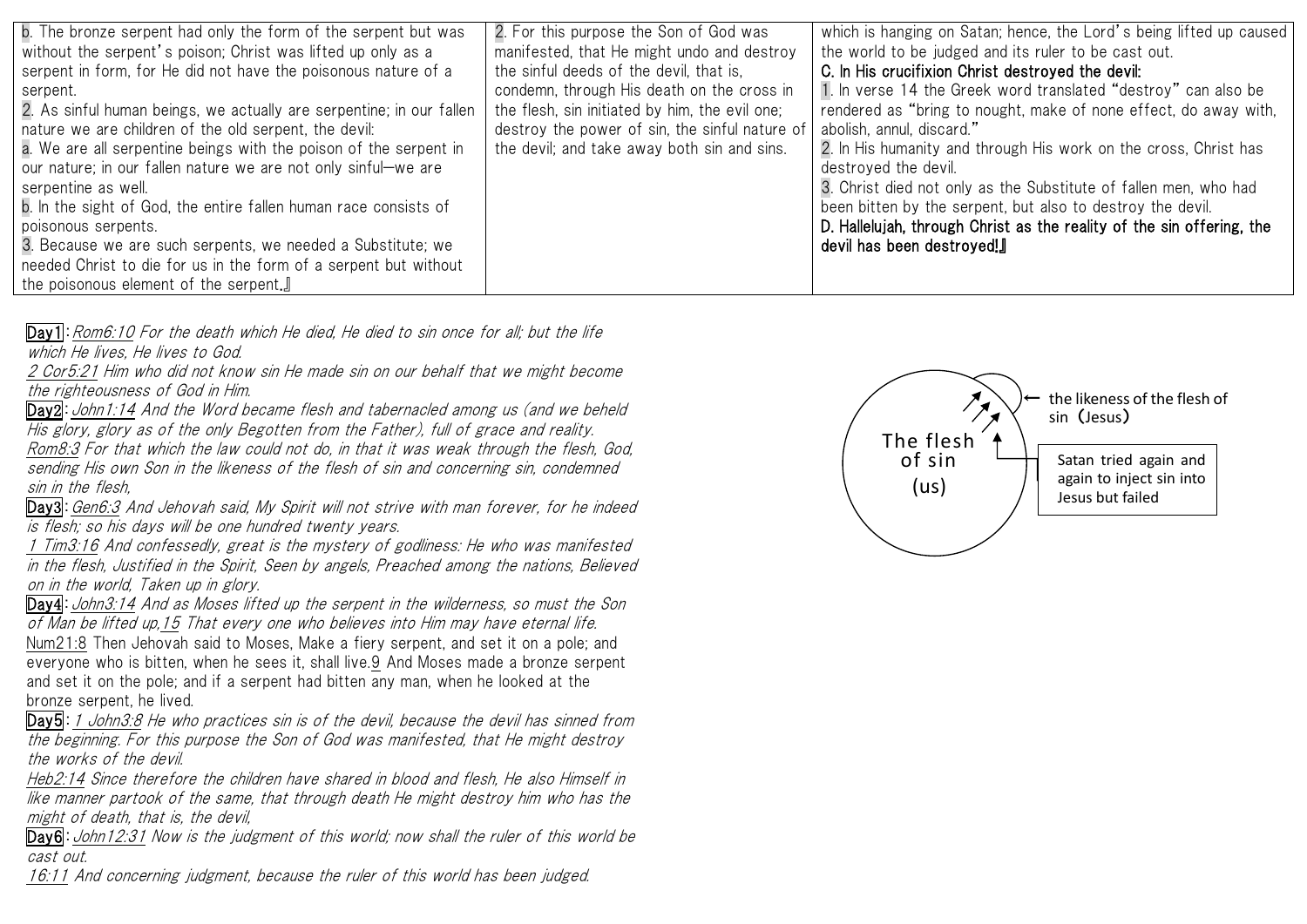b. The bronze serpent had only the form of the serpent but was without the serpent's poison; Christ was lifted up only as a serpent in form, for He did not have the poisonous nature of a serpent.

2. As sinful human beings, we actually are serpentine; in our fallen nature we are children of the old serpent, the devil:

a. We are all serpentine beings with the poison of the serpent in our nature; in our fallen nature we are not only sinful—we are serpentine as well.

b. In the sight of God, the entire fallen human race consists of poisonous serpents.

3. Because we are such serpents, we needed a Substitute; we needed Christ to die for us in the form of a serpent but without the poisonous element of the serpent.』

2. For this purpose the Son of God was manifested, that He might undo and destroy the sinful deeds of the devil, that is, condemn, through His death on the cross in the flesh, sin initiated by him, the evil one; destroy the power of sin, the sinful nature of the devil; and take away both sin and sins.

which is hanging on Satan; hence, the Lord's being lifted up caused the world to be judged and its ruler to be cast out.

**C. In His crucifixion Christ destroyed the devil:**

1. In verse 14 the Greek word translated "destroy" can also be rendered as "bring to nought, make of none effect, do away with, abolish, annul, discard."

2. In His humanity and through His work on the cross, Christ has destroyed the devil.

3. Christ died not only as the Substitute of fallen men, who had been bitten by the serpent, but also to destroy the devil.

**D. Hallelujah, through Christ as the reality of the sin offering, the devil has been destroyed!』**

**Day1**: *Rom6:10 For the death which He died, He died to sin once for all; but the life which He lives, He lives to God.*
*2 Cor5:21 Him who did not know sin He made sin on our behalf that we might become the righteousness of God in Him.*

**Day2**: *John1:14 And the Word became flesh and tabernacled among us (and we beheld His glory, glory as of the only Begotten from the Father), full of grace and reality.*
*Rom8:3 For that which the law could not do, in that it was weak through the flesh, God, sending His own Son in the likeness of the flesh of sin and concerning sin, condemned sin in the flesh,*

**Day3**: *Gen6:3 And Jehovah said, My Spirit will not strive with man forever, for he indeed is flesh; so his days will be one hundred twenty years.*
*1 Tim3:16 And confessedly, great is the mystery of godliness: He who was manifested in the flesh, Justified in the Spirit, Seen by angels, Preached among the nations, Believed on in the world, Taken up in glory.*

**Day4**: *John3:14 And as Moses lifted up the serpent in the wilderness, so must the Son of Man be lifted up, 15 That every one who believes into Him may have eternal life.*
Num21:8 Then Jehovah said to Moses, Make a fiery serpent, and set it on a pole; and everyone who is bitten, when he sees it, shall live. 9 And Moses made a bronze serpent and set it on the pole; and if a serpent had bitten any man, when he looked at the bronze serpent, he lived.

**Day5**: *1 John3:8 He who practices sin is of the devil, because the devil has sinned from the beginning. For this purpose the Son of God was manifested, that He might destroy the works of the devil.*
*Heb2:14 Since therefore the children have shared in blood and flesh, He also Himself in like manner partook of the same, that through death He might destroy him who has the might of death, that is, the devil,*

**Day6**: *John12:31 Now is the judgment of this world; now shall the ruler of this world be cast out.*
*16:11 And concerning judgment, because the ruler of this world has been judged.*

The flesh of sin (us)

← the likeness of the flesh of sin (Jesus)

Satan tried again and again to inject sin into Jesus but failed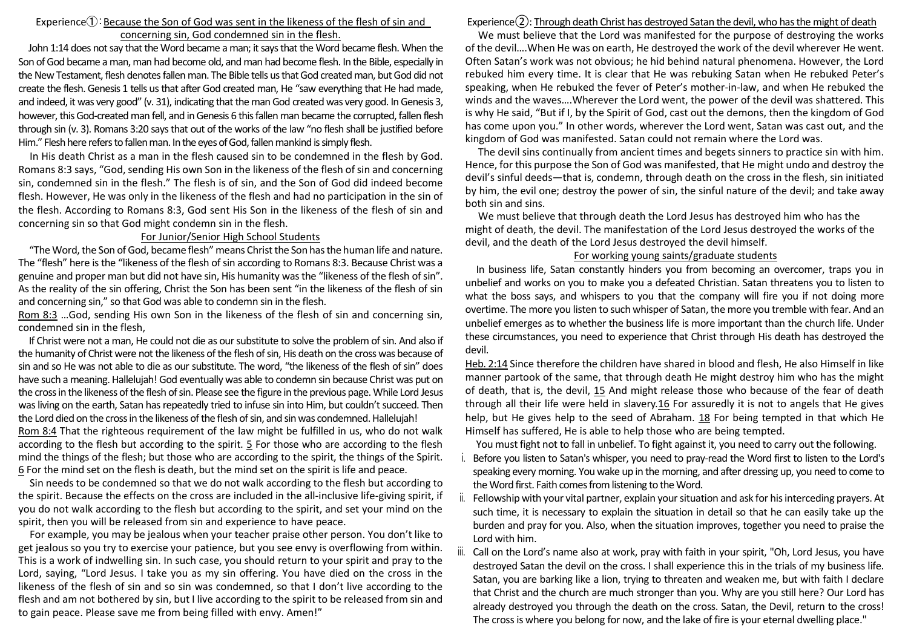## Experience①: Because the Son of God was sent in the likeness of the flesh of sin and concerning sin, God condemned sin in the flesh.

John 1:14 does not say that the Word became a man; it says that the Word became flesh. When the Son of God became a man, man had become old, and man had become flesh. In the Bible, especially in the New Testament, flesh denotes fallen man. The Bible tells us that God created man, but God did not create the flesh. Genesis 1 tells us that after God created man, He "saw everything that He had made, and indeed, it was very good" (v. 31), indicating that the man God created was very good. In Genesis 3, however, this God-created man fell, and in Genesis 6 this fallen man became the corrupted, fallen flesh through sin (v. 3). Romans 3:20 says that out of the works of the law "no flesh shall be justified before Him." Flesh here refers to fallen man. In the eyes of God, fallen mankind is simply flesh.

In His death Christ as a man in the flesh caused sin to be condemned in the flesh by God. Romans 8:3 says, "God, sending His own Son in the likeness of the flesh of sin and concerning sin, condemned sin in the flesh." The flesh is of sin, and the Son of God did indeed become flesh. However, He was only in the likeness of the flesh and had no participation in the sin of the flesh. According to Romans 8:3, God sent His Son in the likeness of the flesh of sin and concerning sin so that God might condemn sin in the flesh.

### For Junior/Senior High School Students

"The Word, the Son of God, became flesh" means Christ the Son has the human life and nature. The "flesh" here is the "likeness of the flesh of sin according to Romans 8:3. Because Christ was a genuine and proper man but did not have sin, His humanity was the "likeness of the flesh of sin". As the reality of the sin offering, Christ the Son has been sent "in the likeness of the flesh of sin and concerning sin," so that God was able to condemn sin in the flesh.

Rom 8:3 …God, sending His own Son in the likeness of the flesh of sin and concerning sin, condemned sin in the flesh,

If Christ were not a man, He could not die as our substitute to solve the problem of sin. And also if the humanity of Christ were not the likeness of the flesh of sin, His death on the cross was because of sin and so He was not able to die as our substitute. The word, "the likeness of the flesh of sin" does have such a meaning. Hallelujah! God eventually was able to condemn sin because Christ was put on the cross in the likeness of the flesh of sin. Please see the figure in the previous page. While Lord Jesus was living on the earth, Satan has repeatedly tried to infuse sin into Him, but couldn't succeed. Then the Lord died on the cross in the likeness of the flesh of sin, and sin was condemned. Hallelujah!

Rom 8:4 That the righteous requirement of the law might be fulfilled in us, who do not walk according to the flesh but according to the spirit. 5 For those who are according to the flesh mind the things of the flesh; but those who are according to the spirit, the things of the Spirit. 6 For the mind set on the flesh is death, but the mind set on the spirit is life and peace.

Sin needs to be condemned so that we do not walk according to the flesh but according to the spirit. Because the effects on the cross are included in the all-inclusive life-giving spirit, if you do not walk according to the flesh but according to the spirit, and set your mind on the spirit, then you will be released from sin and experience to have peace.

For example, you may be jealous when your teacher praise other person. You don't like to get jealous so you try to exercise your patience, but you see envy is overflowing from within. This is a work of indwelling sin. In such case, you should return to your spirit and pray to the Lord, saying, "Lord Jesus. I take you as my sin offering. You have died on the cross in the likeness of the flesh of sin and so sin was condemned, so that I don't live according to the flesh and am not bothered by sin, but I live according to the spirit to be released from sin and to gain peace. Please save me from being filled with envy. Amen!"

## Experience②: Through death Christ has destroyed Satan the devil, who has the might of death

We must believe that the Lord was manifested for the purpose of destroying the works of the devil….When He was on earth, He destroyed the work of the devil wherever He went. Often Satan's work was not obvious; he hid behind natural phenomena. However, the Lord rebuked him every time. It is clear that He was rebuking Satan when He rebuked Peter's speaking, when He rebuked the fever of Peter's mother-in-law, and when He rebuked the winds and the waves….Wherever the Lord went, the power of the devil was shattered. This is why He said, "But if I, by the Spirit of God, cast out the demons, then the kingdom of God has come upon you." In other words, wherever the Lord went, Satan was cast out, and the kingdom of God was manifested. Satan could not remain where the Lord was.

The devil sins continually from ancient times and begets sinners to practice sin with him. Hence, for this purpose the Son of God was manifested, that He might undo and destroy the devil's sinful deeds—that is, condemn, through death on the cross in the flesh, sin initiated by him, the evil one; destroy the power of sin, the sinful nature of the devil; and take away both sin and sins.

We must believe that through death the Lord Jesus has destroyed him who has the might of death, the devil. The manifestation of the Lord Jesus destroyed the works of the devil, and the death of the Lord Jesus destroyed the devil himself.

### For working young saints/graduate students

In business life, Satan constantly hinders you from becoming an overcomer, traps you in unbelief and works on you to make you a defeated Christian. Satan threatens you to listen to what the boss says, and whispers to you that the company will fire you if not doing more overtime. The more you listen to such whisper of Satan, the more you tremble with fear. And an unbelief emerges as to whether the business life is more important than the church life. Under these circumstances, you need to experience that Christ through His death has destroyed the devil.

Heb. 2:14 Since therefore the children have shared in blood and flesh, He also Himself in like manner partook of the same, that through death He might destroy him who has the might of death, that is, the devil, 15 And might release those who because of the fear of death through all their life were held in slavery. 16 For assuredly it is not to angels that He gives help, but He gives help to the seed of Abraham. 18 For being tempted in that which He Himself has suffered, He is able to help those who are being tempted.

You must fight not to fall in unbelief. To fight against it, you need to carry out the following.

i. Before you listen to Satan's whisper, you need to pray-read the Word first to listen to the Lord's speaking every morning. You wake up in the morning, and after dressing up, you need to come to the Word first. Faith comes from listening to the Word.
ii. Fellowship with your vital partner, explain your situation and ask for his interceding prayers. At such time, it is necessary to explain the situation in detail so that he can easily take up the burden and pray for you. Also, when the situation improves, together you need to praise the Lord with him.
iii. Call on the Lord's name also at work, pray with faith in your spirit, "Oh, Lord Jesus, you have destroyed Satan the devil on the cross. I shall experience this in the trials of my business life. Satan, you are barking like a lion, trying to threaten and weaken me, but with faith I declare that Christ and the church are much stronger than you. Why are you still here? Our Lord has already destroyed you through the death on the cross. Satan, the Devil, return to the cross! The cross is where you belong for now, and the lake of fire is your eternal dwelling place."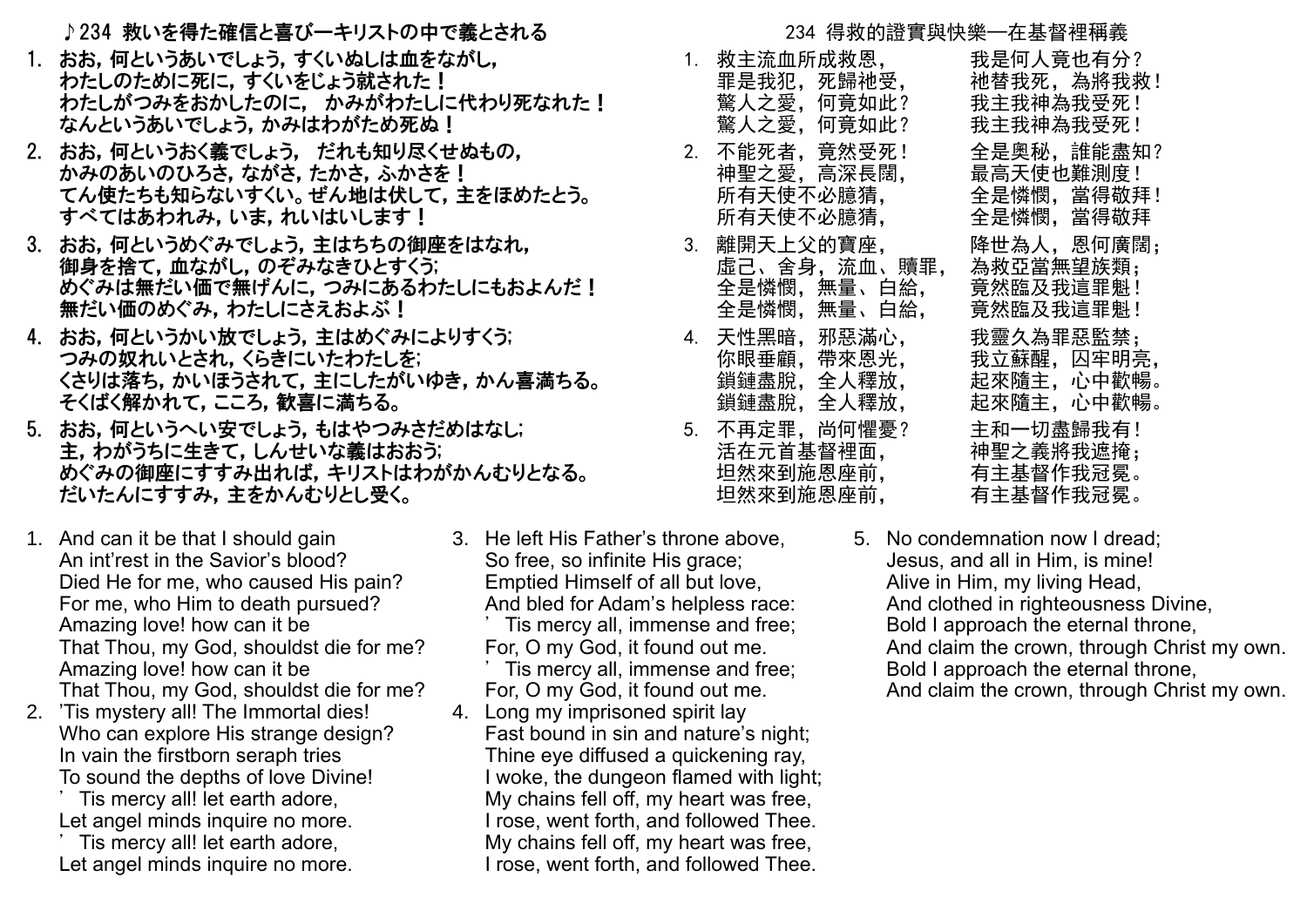## ♪234 救いを得た確信と喜びーキリストの中で義とされる

1. おお，何というあいでしょう，すくいぬしは血をながし，
   わたしのために死に，すくいをじょう就された！
   わたしがつみをおかしたのに， かみがわたしに代わり死なれた！
   なんというあいでしょう，かみはわがため死ぬ！
2. おお，何というおく義でしょう， だれも知り尽くせぬもの，
   かみのあいのひろさ，ながさ，たかさ，ふかさを！
   てん使たちも知らないすくい。ぜん地は伏して，主をほめたとう。
   すべてはあわれみ，いま，れいはいします！
3. おお，何というめぐみでしょう，主はちちの御座をはなれ，
   御身を捨て，血ながし，のぞみなきひとすくう;
   めぐみは無だい価で無げんに，つみにあるわたしにもおよんだ！
   無だい価のめぐみ，わたしにさえおよぶ！
4. おお，何というかい放でしょう，主はめぐみによりすくう;
   つみの奴れいとされ，くらきにいたわたしを;
   くさりは落ち，かいほうされて，主にしたがいゆき，かん喜満ちる。
   そくばく解かれて，こころ，歓喜に満ちる。
5. おお，何というへい安でしょう，もはやつみさだめはなし;
   主，わがうちに生きて，しんせいな義はおおう;
   めぐみの御座にすすみ出れば，キリストはわがかんむりとなる。
   だいたんにすすみ，主をかんむりとし受く。

## 234 得救的證實與快樂—在基督裡稱義

1. 救主流血所成救恩， 我是何人竟也有分？
   罪是我犯，死歸祂受， 祂替我死，為將我救！
   驚人之愛，何竟如此？ 我主我神為我受死！
   驚人之愛，何竟如此？ 我主我神為我受死！
2. 不能死者，竟然受死！ 全是奧秘，誰能盡知？
   神聖之愛，高深長闊， 最高天使也難測度！
   所有天使不必臆猜， 全是憐憫，當得敬拜！
   所有天使不必臆猜， 全是憐憫，當得敬拜
3. 離開天上父的寶座， 降世為人，恩何廣闊；
   虛己、舍身，流血、贖罪， 為救亞當無望族類；
   全是憐憫，無量、白給， 竟然臨及我這罪魁！
   全是憐憫，無量、白給， 竟然臨及我這罪魁！
4. 天性黑暗，邪惡滿心， 我靈久為罪惡監禁；
   你眼垂顧，帶來恩光， 我立蘇醒，囚牢明亮，
   鎖鏈盡脫，全人釋放， 起來隨主，心中歡暢。
   鎖鏈盡脫，全人釋放， 起來隨主，心中歡暢。
5. 不再定罪，尚何懼憂？ 主和一切盡歸我有！
   活在元首基督裡面， 神聖之義將我遮掩；
   坦然來到施恩座前， 有主基督作我冠冕。
   坦然來到施恩座前， 有主基督作我冠冕。

1. And can it be that I should gain
   An int'rest in the Savior's blood?
   Died He for me, who caused His pain?
   For me, who Him to death pursued?
   Amazing love! how can it be
   That Thou, my God, shouldst die for me?
   Amazing love! how can it be
   That Thou, my God, shouldst die for me?
2. 'Tis mystery all! The Immortal dies!
   Who can explore His strange design?
   In vain the firstborn seraph tries
   To sound the depths of love Divine!
   'Tis mercy all! let earth adore,
   Let angel minds inquire no more.
   'Tis mercy all! let earth adore,
   Let angel minds inquire no more.
3. He left His Father's throne above,
   So free, so infinite His grace;
   Emptied Himself of all but love,
   And bled for Adam's helpless race:
   'Tis mercy all, immense and free;
   For, O my God, it found out me.
   'Tis mercy all, immense and free;
   For, O my God, it found out me.
4. Long my imprisoned spirit lay
   Fast bound in sin and nature's night;
   Thine eye diffused a quickening ray,
   I woke, the dungeon flamed with light;
   My chains fell off, my heart was free,
   I rose, went forth, and followed Thee.
   My chains fell off, my heart was free,
   I rose, went forth, and followed Thee.
5. No condemnation now I dread;
   Jesus, and all in Him, is mine!
   Alive in Him, my living Head,
   And clothed in righteousness Divine,
   Bold I approach the eternal throne,
   And claim the crown, through Christ my own.
   Bold I approach the eternal throne,
   And claim the crown, through Christ my own.